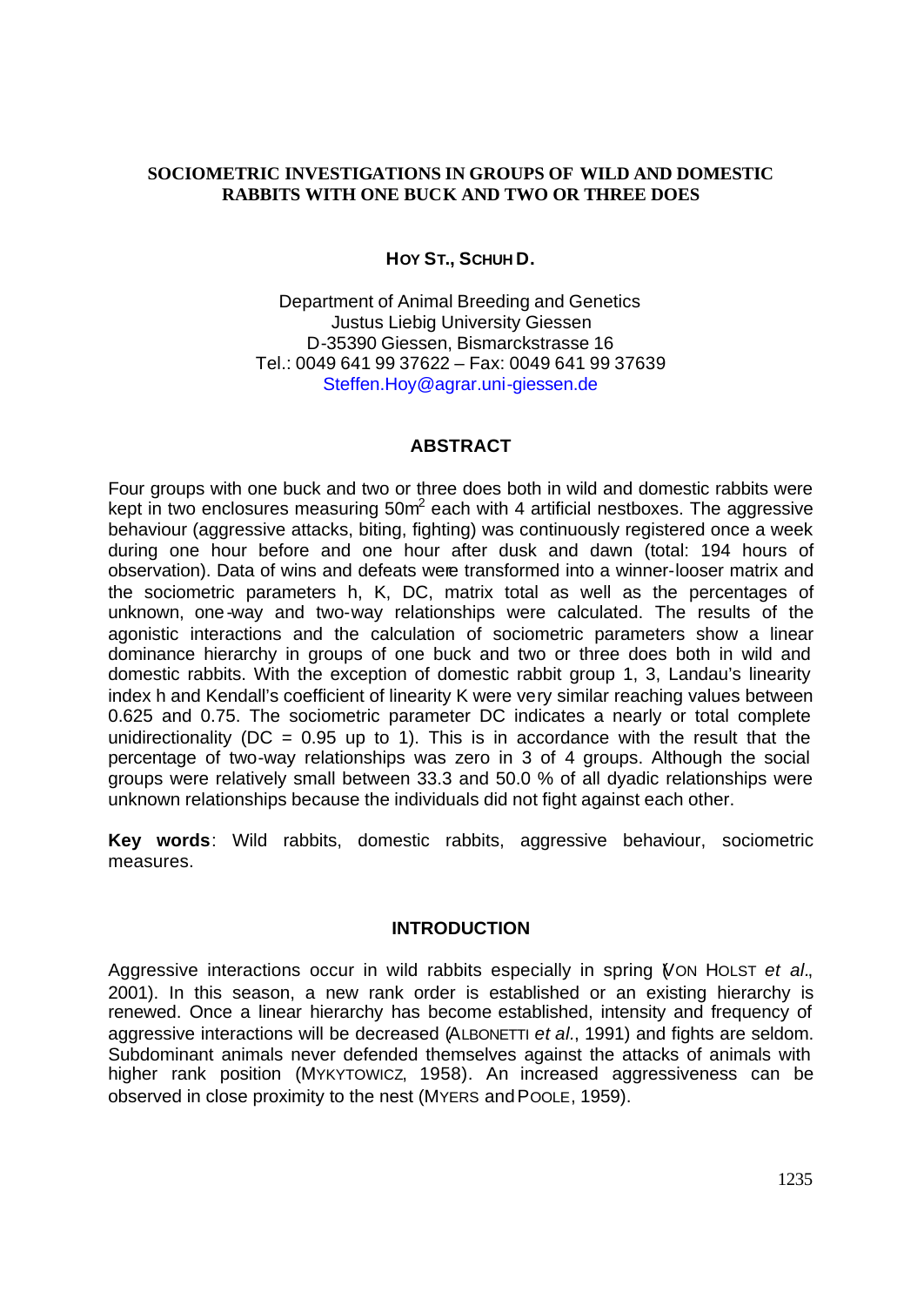# SOCIOMETRIC INVESTIGATIONS IN GROUPS OF WILD AND DOMESTIC RABBITS WITH ONE BUCK AND TWO OR THREE DOES

**HOY ST., SCHUH D.**

Department of Animal Breeding and Genetics
Justus Liebig University Giessen
D-35390 Giessen, Bismarckstrasse 16
Tel.: 0049 641 99 37622 – Fax: 0049 641 99 37639
Steffen.Hoy@agrar.uni-giessen.de

## ABSTRACT

Four groups with one buck and two or three does both in wild and domestic rabbits were kept in two enclosures measuring 50m$^2$ each with 4 artificial nestboxes. The aggressive behaviour (aggressive attacks, biting, fighting) was continuously registered once a week during one hour before and one hour after dusk and dawn (total: 194 hours of observation). Data of wins and defeats were transformed into a winner-looser matrix and the sociometric parameters h, K, DC, matrix total as well as the percentages of unknown, one-way and two-way relationships were calculated. The results of the agonistic interactions and the calculation of sociometric parameters show a linear dominance hierarchy in groups of one buck and two or three does both in wild and domestic rabbits. With the exception of domestic rabbit group 1, 3, Landau's linearity index h and Kendall's coefficient of linearity K were very similar reaching values between 0.625 and 0.75. The sociometric parameter DC indicates a nearly or total complete unidirectionality (DC = 0.95 up to 1). This is in accordance with the result that the percentage of two-way relationships was zero in 3 of 4 groups. Although the social groups were relatively small between 33.3 and 50.0 % of all dyadic relationships were unknown relationships because the individuals did not fight against each other.

**Key words**: Wild rabbits, domestic rabbits, aggressive behaviour, sociometric measures.

## INTRODUCTION

Aggressive interactions occur in wild rabbits especially in spring (VON HOLST *et al*., 2001). In this season, a new rank order is established or an existing hierarchy is renewed. Once a linear hierarchy has become established, intensity and frequency of aggressive interactions will be decreased (ALBONETTI *et al*., 1991) and fights are seldom. Subdominant animals never defended themselves against the attacks of animals with higher rank position (MYKYTOWICZ, 1958). An increased aggressiveness can be observed in close proximity to the nest (MYERS and POOLE, 1959).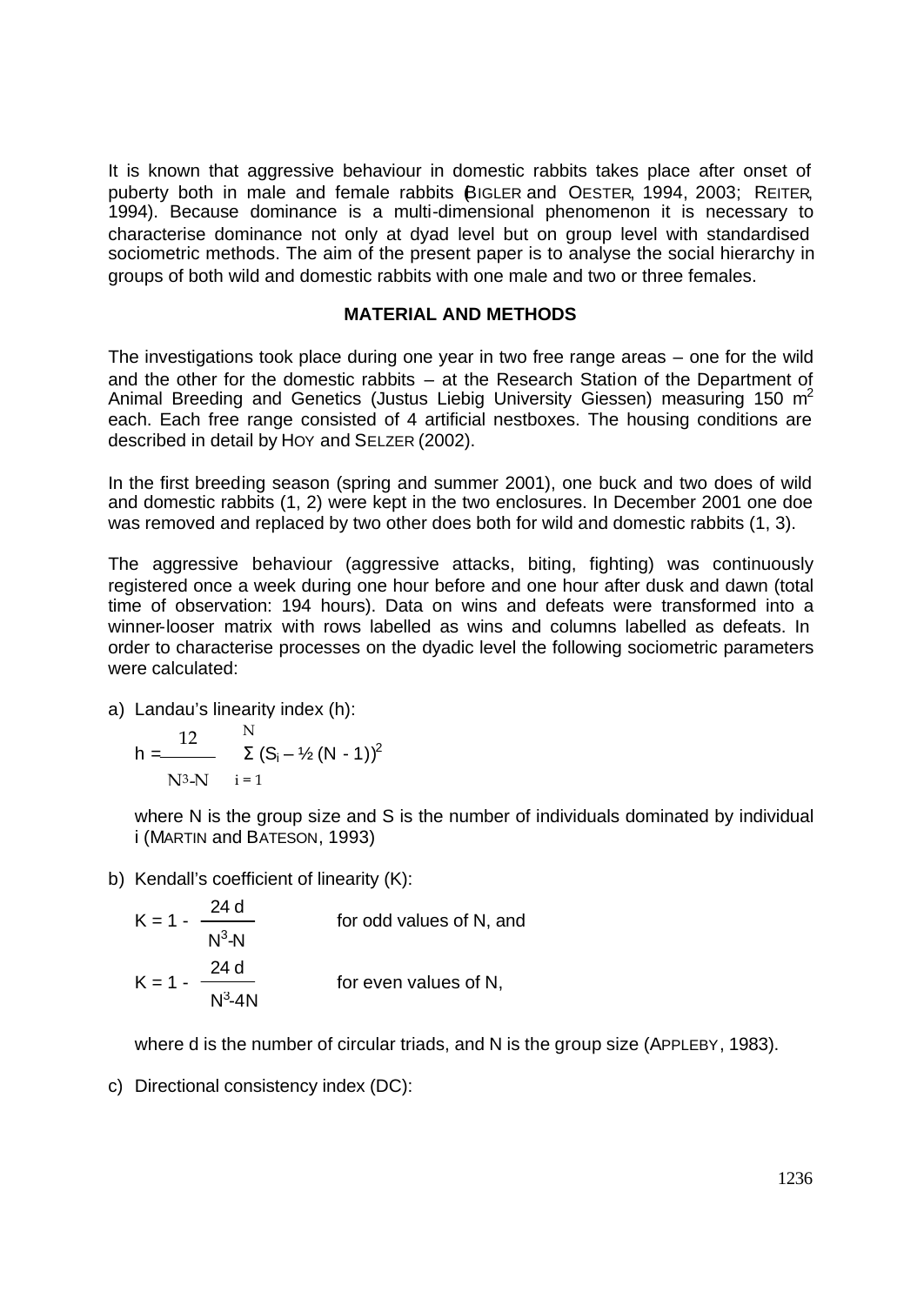It is known that aggressive behaviour in domestic rabbits takes place after onset of puberty both in male and female rabbits (BIGLER and OESTER, 1994, 2003; REITER, 1994). Because dominance is a multi-dimensional phenomenon it is necessary to characterise dominance not only at dyad level but on group level with standardised sociometric methods. The aim of the present paper is to analyse the social hierarchy in groups of both wild and domestic rabbits with one male and two or three females.

## MATERIAL AND METHODS

The investigations took place during one year in two free range areas – one for the wild and the other for the domestic rabbits – at the Research Station of the Department of Animal Breeding and Genetics (Justus Liebig University Giessen) measuring 150 m$^2$ each. Each free range consisted of 4 artificial nestboxes. The housing conditions are described in detail by HOY and SELZER (2002).

In the first breeding season (spring and summer 2001), one buck and two does of wild and domestic rabbits (1, 2) were kept in the two enclosures. In December 2001 one doe was removed and replaced by two other does both for wild and domestic rabbits (1, 3).

The aggressive behaviour (aggressive attacks, biting, fighting) was continuously registered once a week during one hour before and one hour after dusk and dawn (total time of observation: 194 hours). Data on wins and defeats were transformed into a winner-looser matrix with rows labelled as wins and columns labelled as defeats. In order to characterise processes on the dyadic level the following sociometric parameters were calculated:

a) Landau's linearity index (h):

$$h = \frac{12}{N^3 - N} \sum_{i=1}^{N} (S_i - \tfrac{1}{2}(N-1))^2$$

where N is the group size and S is the number of individuals dominated by individual i (MARTIN and BATESON, 1993)

b) Kendall's coefficient of linearity (K):

$$K = 1 - \frac{24\,d}{N^3 - N} \quad \text{for odd values of N, and}$$

$$K = 1 - \frac{24\,d}{N^3 - 4N} \quad \text{for even values of N,}$$

where d is the number of circular triads, and N is the group size (APPLEBY, 1983).

c) Directional consistency index (DC):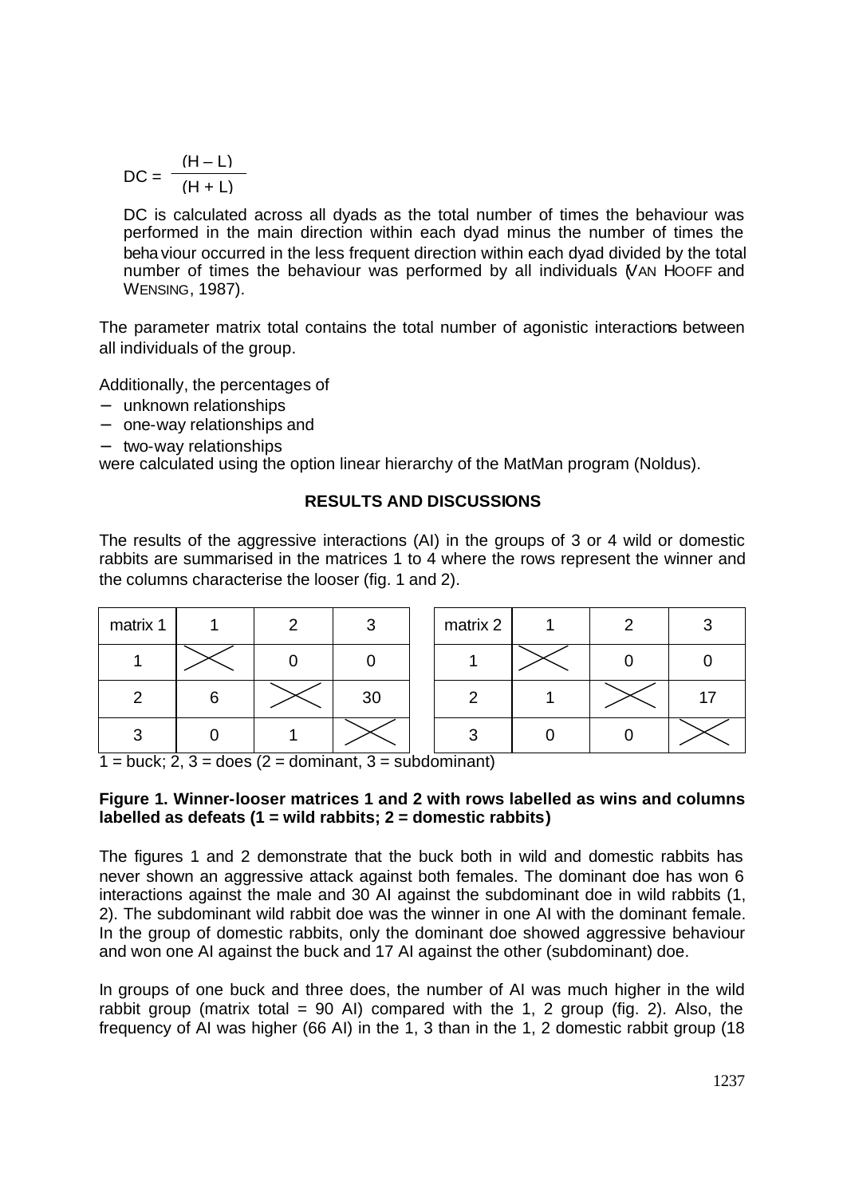$$DC = \frac{(H - L)}{(H + L)}$$

DC is calculated across all dyads as the total number of times the behaviour was performed in the main direction within each dyad minus the number of times the behaviour occurred in the less frequent direction within each dyad divided by the total number of times the behaviour was performed by all individuals (VAN HOOFF and WENSING, 1987).

The parameter matrix total contains the total number of agonistic interactions between all individuals of the group.

Additionally, the percentages of

- unknown relationships
- one-way relationships and
- two-way relationships

were calculated using the option linear hierarchy of the MatMan program (Noldus).

## RESULTS AND DISCUSSIONS

The results of the aggressive interactions (AI) in the groups of 3 or 4 wild or domestic rabbits are summarised in the matrices 1 to 4 where the rows represent the winner and the columns characterise the looser (fig. 1 and 2).

| matrix 1 | 1 | 2 | 3 |
|---|---|---|---|
| 1 | X | 0 | 0 |
| 2 | 6 | X | 30 |
| 3 | 0 | 1 | X |

| matrix 2 | 1 | 2 | 3 |
|---|---|---|---|
| 1 | X | 0 | 0 |
| 2 | 1 | X | 17 |
| 3 | 0 | 0 | X |

1 = buck; 2, 3 = does (2 = dominant, 3 = subdominant)

**Figure 1. Winner-looser matrices 1 and 2 with rows labelled as wins and columns labelled as defeats (1 = wild rabbits; 2 = domestic rabbits)**

The figures 1 and 2 demonstrate that the buck both in wild and domestic rabbits has never shown an aggressive attack against both females. The dominant doe has won 6 interactions against the male and 30 AI against the subdominant doe in wild rabbits (1, 2). The subdominant wild rabbit doe was the winner in one AI with the dominant female. In the group of domestic rabbits, only the dominant doe showed aggressive behaviour and won one AI against the buck and 17 AI against the other (subdominant) doe.

In groups of one buck and three does, the number of AI was much higher in the wild rabbit group (matrix total = 90 AI) compared with the 1, 2 group (fig. 2). Also, the frequency of AI was higher (66 AI) in the 1, 3 than in the 1, 2 domestic rabbit group (18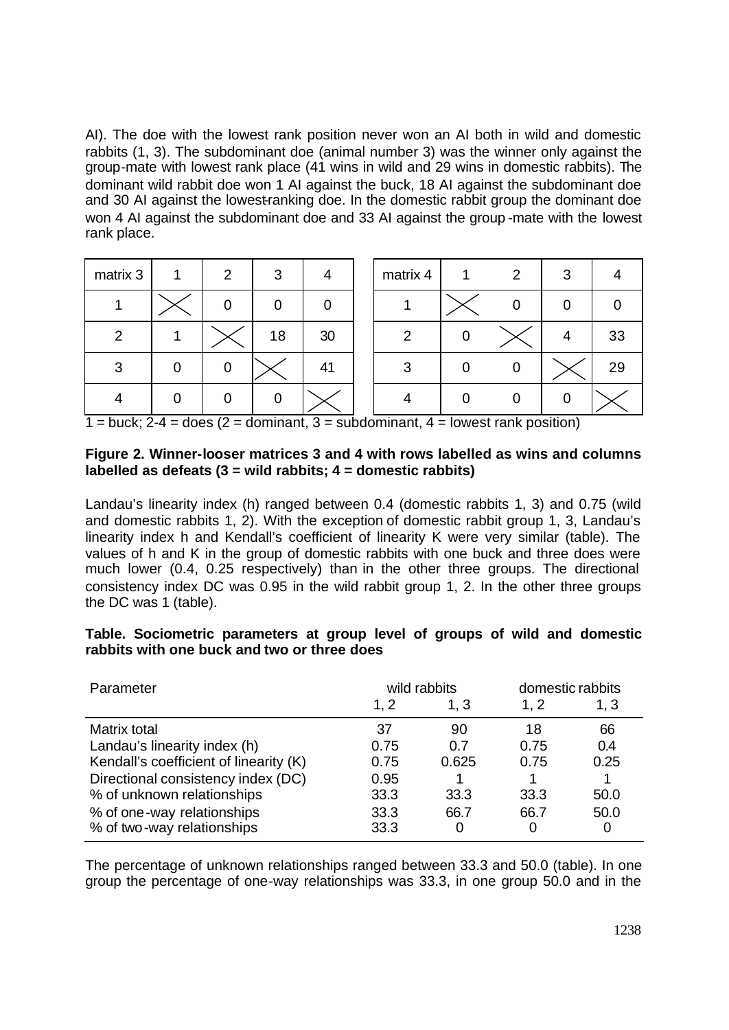AI). The doe with the lowest rank position never won an AI both in wild and domestic rabbits (1, 3). The subdominant doe (animal number 3) was the winner only against the group-mate with lowest rank place (41 wins in wild and 29 wins in domestic rabbits). The dominant wild rabbit doe won 1 AI against the buck, 18 AI against the subdominant doe and 30 AI against the lowest-ranking doe. In the domestic rabbit group the dominant doe won 4 AI against the subdominant doe and 33 AI against the group-mate with the lowest rank place.

| matrix 3 | 1 | 2 | 3 | 4 |
|---|---|---|---|---|
| 1 | X | 0 | 0 | 0 |
| 2 | 1 | X | 18 | 30 |
| 3 | 0 | 0 | X | 41 |
| 4 | 0 | 0 | 0 | X |

| matrix 4 | 1 | 2 | 3 | 4 |
|---|---|---|---|---|
| 1 | X | 0 | 0 | 0 |
| 2 | 0 | X | 4 | 33 |
| 3 | 0 | 0 | X | 29 |
| 4 | 0 | 0 | 0 | X |

1 = buck; 2-4 = does (2 = dominant, 3 = subdominant, 4 = lowest rank position)

**Figure 2. Winner-looser matrices 3 and 4 with rows labelled as wins and columns labelled as defeats (3 = wild rabbits; 4 = domestic rabbits)**

Landau's linearity index (h) ranged between 0.4 (domestic rabbits 1, 3) and 0.75 (wild and domestic rabbits 1, 2). With the exception of domestic rabbit group 1, 3, Landau's linearity index h and Kendall's coefficient of linearity K were very similar (table). The values of h and K in the group of domestic rabbits with one buck and three does were much lower (0.4, 0.25 respectively) than in the other three groups. The directional consistency index DC was 0.95 in the wild rabbit group 1, 2. In the other three groups the DC was 1 (table).

**Table. Sociometric parameters at group level of groups of wild and domestic rabbits with one buck and two or three does**

| Parameter | wild rabbits | | domestic rabbits | |
|---|---|---|---|---|
| | 1, 2 | 1, 3 | 1, 2 | 1, 3 |
| Matrix total | 37 | 90 | 18 | 66 |
| Landau's linearity index (h) | 0.75 | 0.7 | 0.75 | 0.4 |
| Kendall's coefficient of linearity (K) | 0.75 | 0.625 | 0.75 | 0.25 |
| Directional consistency index (DC) | 0.95 | 1 | 1 | 1 |
| % of unknown relationships | 33.3 | 33.3 | 33.3 | 50.0 |
| % of one-way relationships | 33.3 | 66.7 | 66.7 | 50.0 |
| % of two-way relationships | 33.3 | 0 | 0 | 0 |

The percentage of unknown relationships ranged between 33.3 and 50.0 (table). In one group the percentage of one-way relationships was 33.3, in one group 50.0 and in the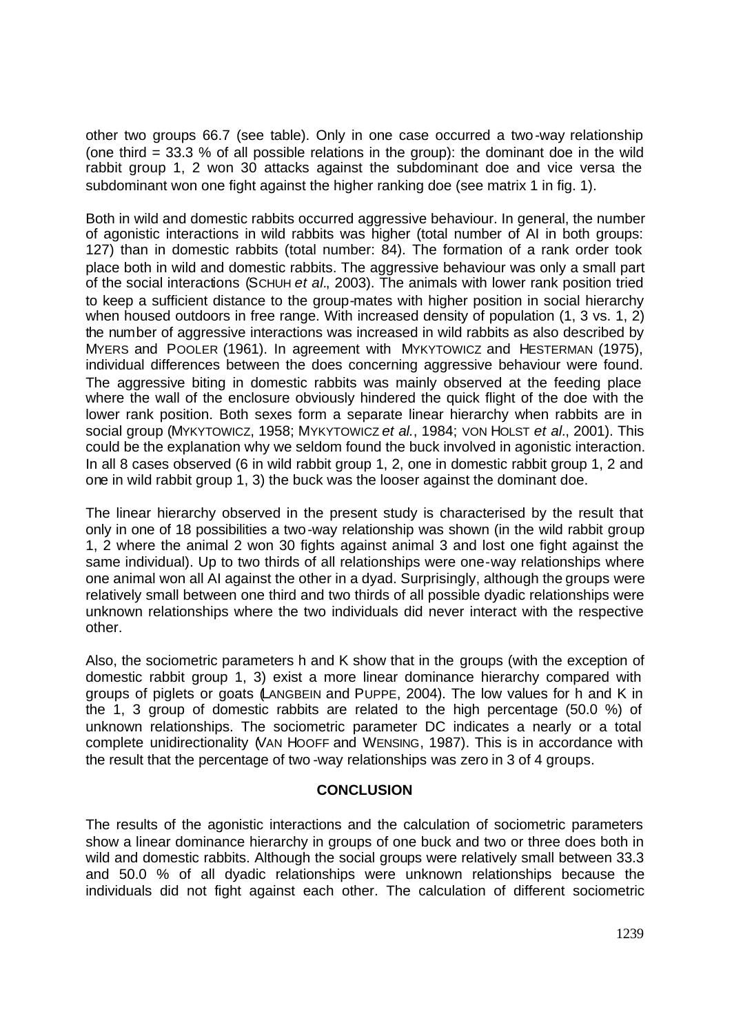other two groups 66.7 (see table). Only in one case occurred a two-way relationship (one third = 33.3 % of all possible relations in the group): the dominant doe in the wild rabbit group 1, 2 won 30 attacks against the subdominant doe and vice versa the subdominant won one fight against the higher ranking doe (see matrix 1 in fig. 1).

Both in wild and domestic rabbits occurred aggressive behaviour. In general, the number of agonistic interactions in wild rabbits was higher (total number of AI in both groups: 127) than in domestic rabbits (total number: 84). The formation of a rank order took place both in wild and domestic rabbits. The aggressive behaviour was only a small part of the social interactions (SCHUH *et al*., 2003). The animals with lower rank position tried to keep a sufficient distance to the group-mates with higher position in social hierarchy when housed outdoors in free range. With increased density of population (1, 3 vs. 1, 2) the number of aggressive interactions was increased in wild rabbits as also described by MYERS and POOLER (1961). In agreement with MYKYTOWICZ and HESTERMAN (1975), individual differences between the does concerning aggressive behaviour were found. The aggressive biting in domestic rabbits was mainly observed at the feeding place where the wall of the enclosure obviously hindered the quick flight of the doe with the lower rank position. Both sexes form a separate linear hierarchy when rabbits are in social group (MYKYTOWICZ, 1958; MYKYTOWICZ *et al.*, 1984; VON HOLST *et al*., 2001). This could be the explanation why we seldom found the buck involved in agonistic interaction. In all 8 cases observed (6 in wild rabbit group 1, 2, one in domestic rabbit group 1, 2 and one in wild rabbit group 1, 3) the buck was the looser against the dominant doe.

The linear hierarchy observed in the present study is characterised by the result that only in one of 18 possibilities a two-way relationship was shown (in the wild rabbit group 1, 2 where the animal 2 won 30 fights against animal 3 and lost one fight against the same individual). Up to two thirds of all relationships were one-way relationships where one animal won all AI against the other in a dyad. Surprisingly, although the groups were relatively small between one third and two thirds of all possible dyadic relationships were unknown relationships where the two individuals did never interact with the respective other.

Also, the sociometric parameters h and K show that in the groups (with the exception of domestic rabbit group 1, 3) exist a more linear dominance hierarchy compared with groups of piglets or goats (LANGBEIN and PUPPE, 2004). The low values for h and K in the 1, 3 group of domestic rabbits are related to the high percentage (50.0 %) of unknown relationships. The sociometric parameter DC indicates a nearly or a total complete unidirectionality (VAN HOOFF and WENSING, 1987). This is in accordance with the result that the percentage of two-way relationships was zero in 3 of 4 groups.

## CONCLUSION

The results of the agonistic interactions and the calculation of sociometric parameters show a linear dominance hierarchy in groups of one buck and two or three does both in wild and domestic rabbits. Although the social groups were relatively small between 33.3 and 50.0 % of all dyadic relationships were unknown relationships because the individuals did not fight against each other. The calculation of different sociometric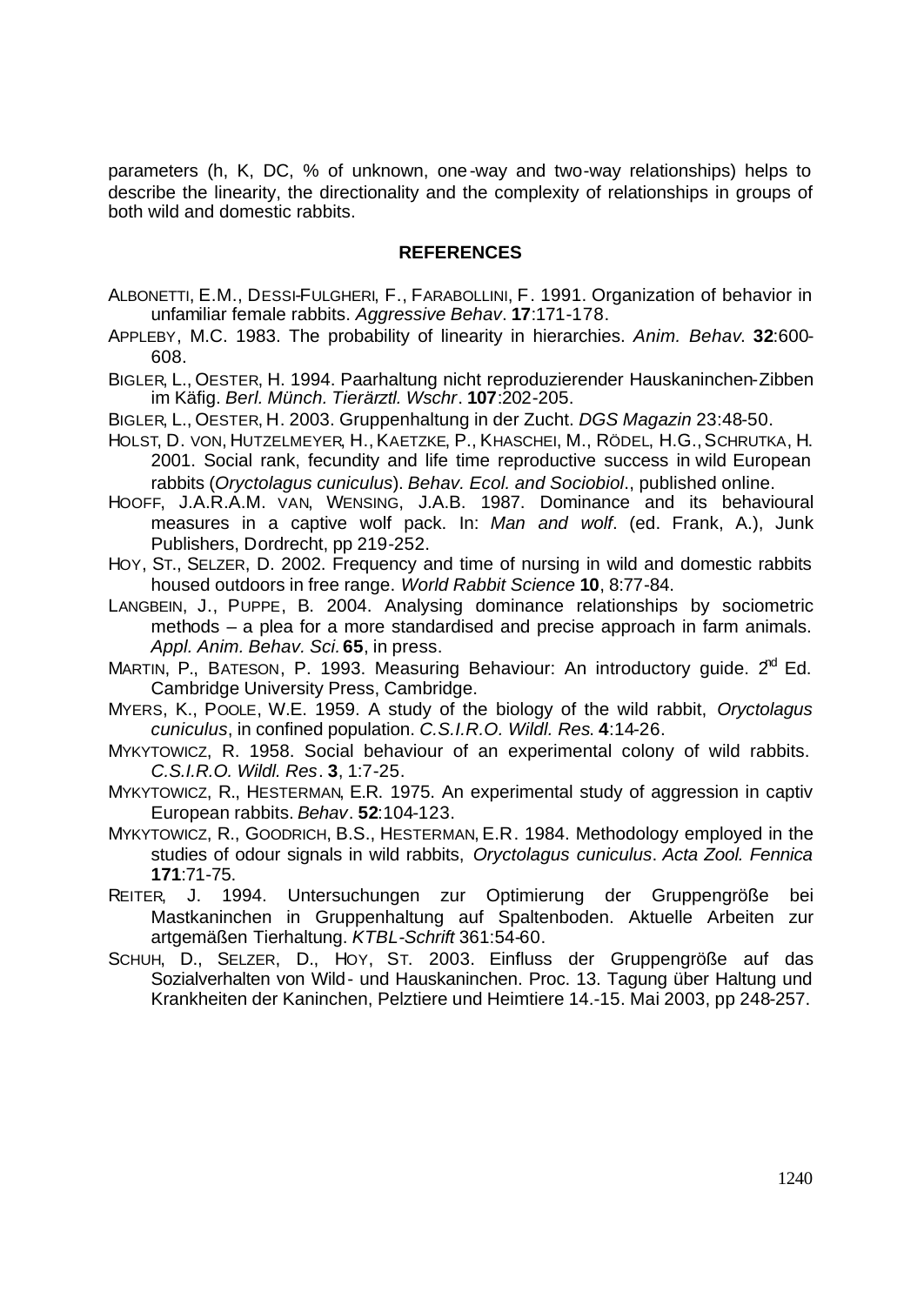parameters (h, K, DC, % of unknown, one-way and two-way relationships) helps to describe the linearity, the directionality and the complexity of relationships in groups of both wild and domestic rabbits.

## REFERENCES

ALBONETTI, E.M., DESSI-FULGHERI, F., FARABOLLINI, F. 1991. Organization of behavior in unfamiliar female rabbits. *Aggressive Behav*. **17**:171-178.

APPLEBY, M.C. 1983. The probability of linearity in hierarchies. *Anim. Behav.* **32**:600-608.

BIGLER, L., OESTER, H. 1994. Paarhaltung nicht reproduzierender Hauskaninchen-Zibben im Käfig. *Berl. Münch. Tierärztl. Wschr*. **107**:202-205.

BIGLER, L., OESTER, H. 2003. Gruppenhaltung in der Zucht. *DGS Magazin* 23:48-50.

HOLST, D. VON, HUTZELMEYER, H., KAETZKE, P., KHASCHEI, M., RÖDEL, H.G., SCHRUTKA, H. 2001. Social rank, fecundity and life time reproductive success in wild European rabbits (*Oryctolagus cuniculus*). *Behav. Ecol. and Sociobiol*., published online.

HOOFF, J.A.R.A.M. VAN, WENSING, J.A.B. 1987. Dominance and its behavioural measures in a captive wolf pack. In: *Man and wolf*. (ed. Frank, A.), Junk Publishers, Dordrecht, pp 219-252.

HOY, ST., SELZER, D. 2002. Frequency and time of nursing in wild and domestic rabbits housed outdoors in free range. *World Rabbit Science* **10**, 8:77-84.

LANGBEIN, J., PUPPE, B. 2004. Analysing dominance relationships by sociometric methods – a plea for a more standardised and precise approach in farm animals. *Appl. Anim. Behav. Sci.* **65**, in press.

MARTIN, P., BATESON, P. 1993. Measuring Behaviour: An introductory guide. 2nd Ed. Cambridge University Press, Cambridge.

MYERS, K., POOLE, W.E. 1959. A study of the biology of the wild rabbit, *Oryctolagus cuniculus*, in confined population. *C.S.I.R.O. Wildl. Res.* **4**:14-26.

MYKYTOWICZ, R. 1958. Social behaviour of an experimental colony of wild rabbits. *C.S.I.R.O. Wildl. Res*. **3**, 1:7-25.

MYKYTOWICZ, R., HESTERMAN, E.R. 1975. An experimental study of aggression in captiv European rabbits. *Behav*. **52**:104-123.

MYKYTOWICZ, R., GOODRICH, B.S., HESTERMAN, E.R. 1984. Methodology employed in the studies of odour signals in wild rabbits, *Oryctolagus cuniculus*. *Acta Zool. Fennica* **171**:71-75.

REITER, J. 1994. Untersuchungen zur Optimierung der Gruppengröße bei Mastkaninchen in Gruppenhaltung auf Spaltenboden. Aktuelle Arbeiten zur artgemäßen Tierhaltung. *KTBL-Schrift* 361:54-60.

SCHUH, D., SELZER, D., HOY, ST. 2003. Einfluss der Gruppengröße auf das Sozialverhalten von Wild- und Hauskaninchen. Proc. 13. Tagung über Haltung und Krankheiten der Kaninchen, Pelztiere und Heimtiere 14.-15. Mai 2003, pp 248-257.